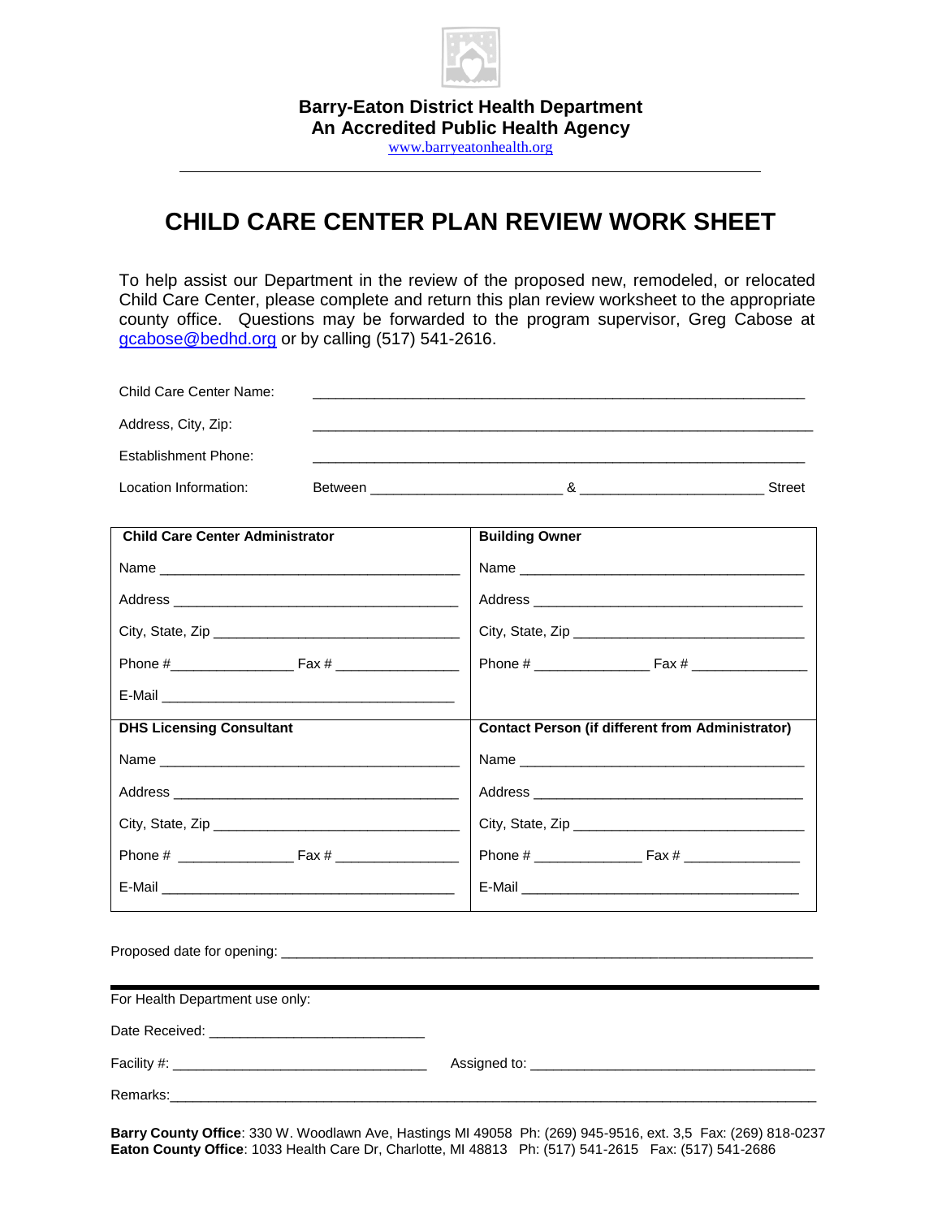**Barry-Eaton District Health Department**
**An Accredited Public Health Agency**
www.barryeatonhealth.org

# CHILD CARE CENTER PLAN REVIEW WORK SHEET

To help assist our Department in the review of the proposed new, remodeled, or relocated Child Care Center, please complete and return this plan review worksheet to the appropriate county office. Questions may be forwarded to the program supervisor, Greg Cabose at gcabose@bedhd.org or by calling (517) 541-2616.

Child Care Center Name: ____________________________________________

Address, City, Zip: ____________________________________________

Establishment Phone: ____________________________________________

Location Information: Between ________________________ & ________________________ Street

| **Child Care Center Administrator** | **Building Owner** |
|---|---|
| Name ______________________________ | Name ______________________________ |
| Address ______________________________ | Address ______________________________ |
| City, State, Zip ________________________ | City, State, Zip ________________________ |
| Phone #______________ Fax # ______________ | Phone # ______________ Fax # ______________ |
| E-Mail ______________________________ | |
| **DHS Licensing Consultant** | **Contact Person (if different from Administrator)** |
| Name ______________________________ | Name ______________________________ |
| Address ______________________________ | Address ______________________________ |
| City, State, Zip ________________________ | City, State, Zip ________________________ |
| Phone # ______________ Fax # ______________ | Phone # ______________ Fax # ______________ |
| E-Mail ______________________________ | E-Mail ______________________________ |

Proposed date for opening: ____________________________________________

---

For Health Department use only:

Date Received: ___________________________

Facility #: ________________________________ Assigned to: ________________________________

Remarks:____________________________________________________________

**Barry County Office**: 330 W. Woodlawn Ave, Hastings MI 49058 Ph: (269) 945-9516, ext. 3,5 Fax: (269) 818-0237
**Eaton County Office**: 1033 Health Care Dr, Charlotte, MI 48813 Ph: (517) 541-2615 Fax: (517) 541-2686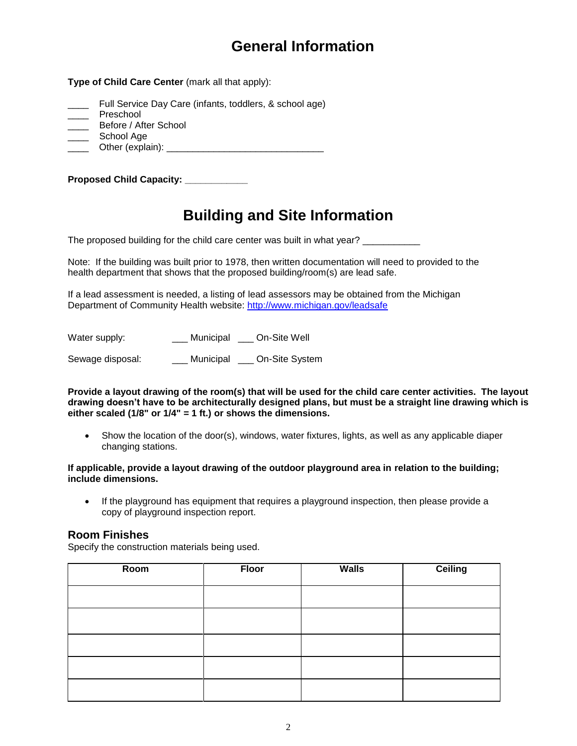# General Information

**Type of Child Care Center** (mark all that apply):

____ Full Service Day Care (infants, toddlers, & school age)
____ Preschool
____ Before / After School
____ School Age
____ Other (explain): ______________________________

**Proposed Child Capacity: ____________**

# Building and Site Information

The proposed building for the child care center was built in what year? ___________

Note: If the building was built prior to 1978, then written documentation will need to provided to the health department that shows that the proposed building/room(s) are lead safe.

If a lead assessment is needed, a listing of lead assessors may be obtained from the Michigan Department of Community Health website: http://www.michigan.gov/leadsafe

Water supply: ___ Municipal ___ On-Site Well

Sewage disposal: ___ Municipal ___ On-Site System

**Provide a layout drawing of the room(s) that will be used for the child care center activities. The layout drawing doesn't have to be architecturally designed plans, but must be a straight line drawing which is either scaled (1/8" or 1/4" = 1 ft.) or shows the dimensions.**

- Show the location of the door(s), windows, water fixtures, lights, as well as any applicable diaper changing stations.

**If applicable, provide a layout drawing of the outdoor playground area in relation to the building; include dimensions.**

- If the playground has equipment that requires a playground inspection, then please provide a copy of playground inspection report.

## Room Finishes

Specify the construction materials being used.

| Room | Floor | Walls | Ceiling |
|---|---|---|---|
| | | | |
| | | | |
| | | | |
| | | | |
| | | | |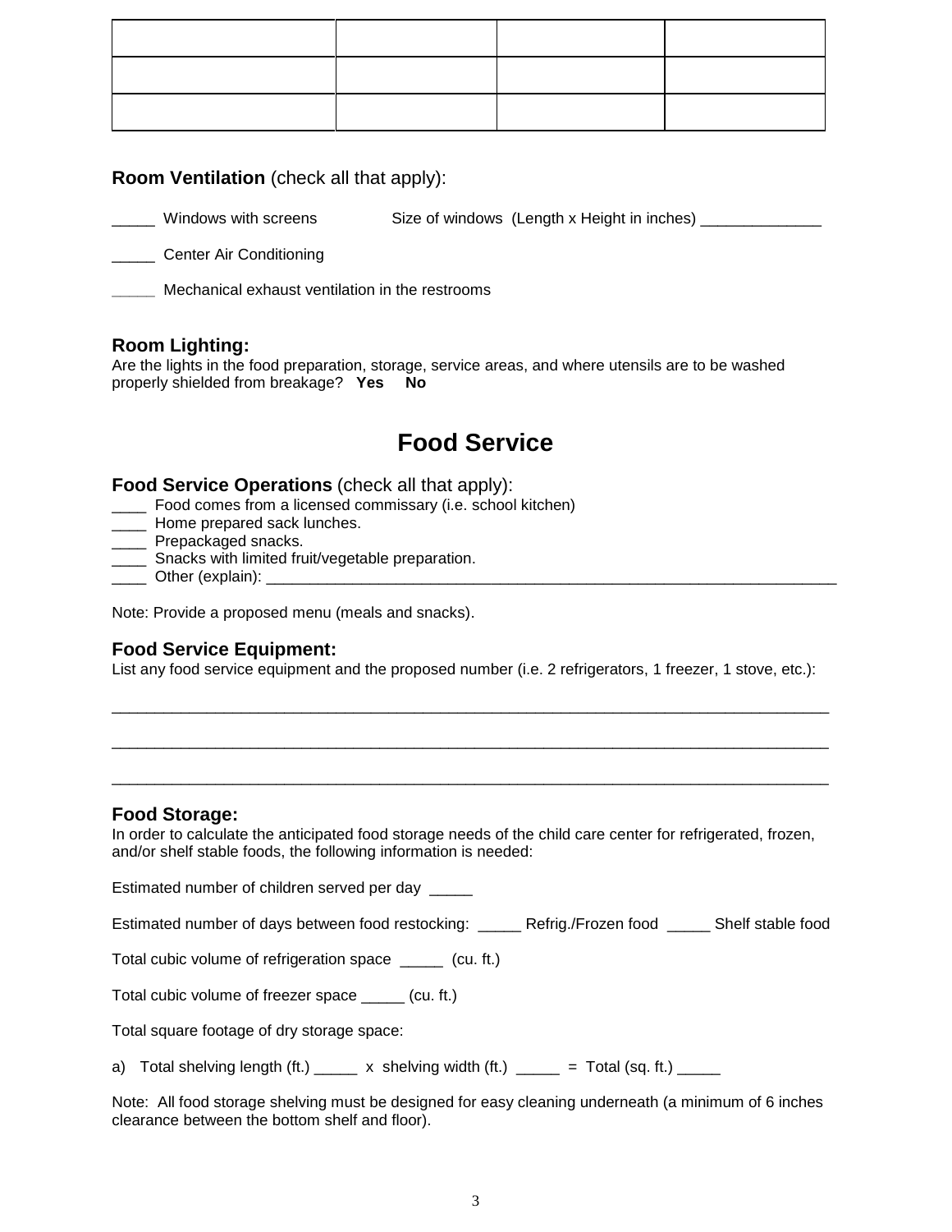| | | | |
|---|---|---|---|
| | | | |
| | | | |

### Room Ventilation (check all that apply):

_____ Windows with screens &nbsp;&nbsp;&nbsp;&nbsp;&nbsp;&nbsp;&nbsp;&nbsp; Size of windows (Length x Height in inches) ______________

_____ Center Air Conditioning

_____ Mechanical exhaust ventilation in the restrooms

### Room Lighting:

Are the lights in the food preparation, storage, service areas, and where utensils are to be washed properly shielded from breakage? **Yes** **No**

## Food Service

### Food Service Operations (check all that apply):

____ Food comes from a licensed commissary (i.e. school kitchen)
____ Home prepared sack lunches.
____ Prepackaged snacks.
____ Snacks with limited fruit/vegetable preparation.
____ Other (explain): ____________________________________________________________________

Note: Provide a proposed menu (meals and snacks).

### Food Service Equipment:

List any food service equipment and the proposed number (i.e. 2 refrigerators, 1 freezer, 1 stove, etc.):

________________________________________________________________________________

________________________________________________________________________________

________________________________________________________________________________

### Food Storage:

In order to calculate the anticipated food storage needs of the child care center for refrigerated, frozen, and/or shelf stable foods, the following information is needed:

Estimated number of children served per day _____

Estimated number of days between food restocking: _____ Refrig./Frozen food _____ Shelf stable food

Total cubic volume of refrigeration space _____ (cu. ft.)

Total cubic volume of freezer space _____ (cu. ft.)

Total square footage of dry storage space:

a) Total shelving length (ft.) _____ x shelving width (ft.) _____ = Total (sq. ft.) _____

Note: All food storage shelving must be designed for easy cleaning underneath (a minimum of 6 inches clearance between the bottom shelf and floor).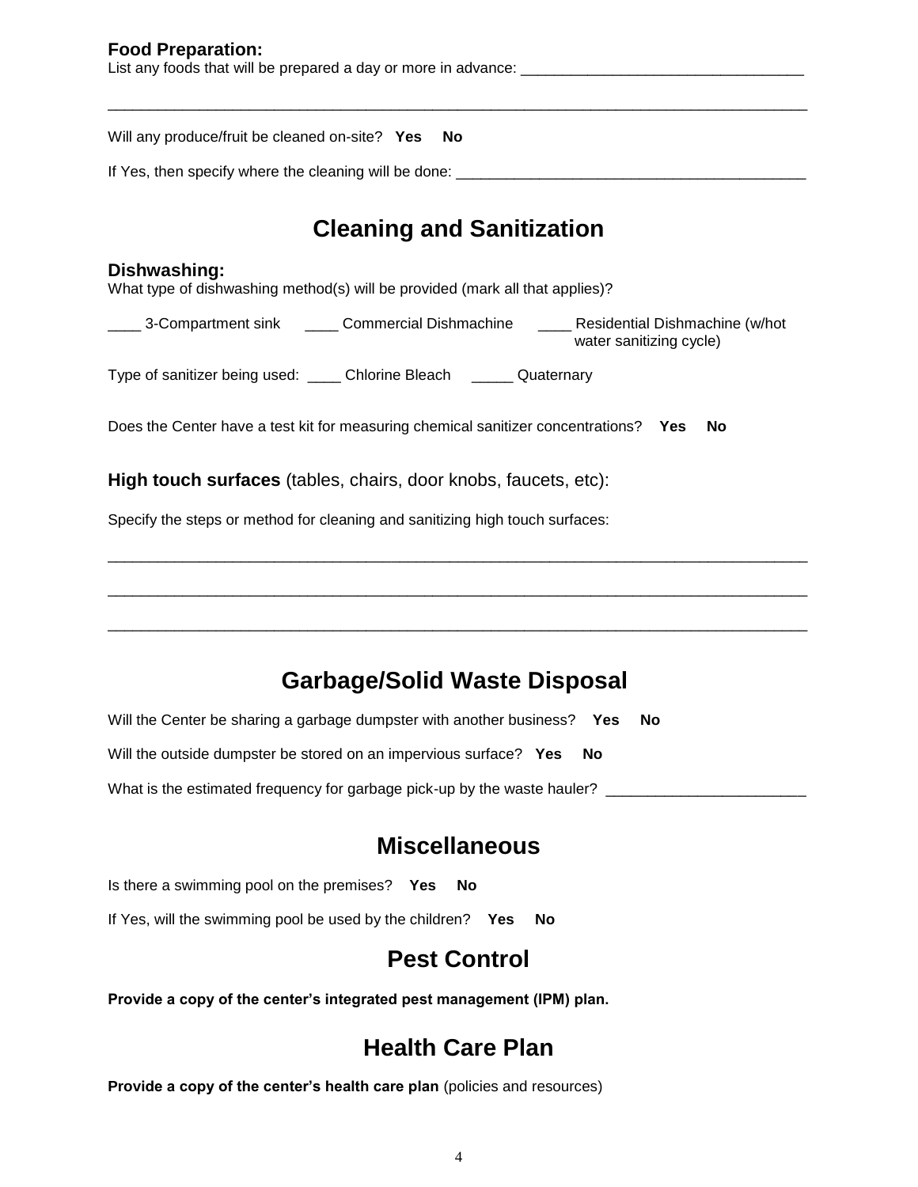**Food Preparation:**

List any foods that will be prepared a day or more in advance: _________________________________

_____________________________________________________________________________________

Will any produce/fruit be cleaned on-site? **Yes** **No**

If Yes, then specify where the cleaning will be done: __________________________________________

## Cleaning and Sanitization

**Dishwashing:**

What type of dishwashing method(s) will be provided (mark all that applies)?

____ 3-Compartment sink ____ Commercial Dishmachine ____ Residential Dishmachine (w/hot water sanitizing cycle)

Type of sanitizer being used: ____ Chlorine Bleach _____ Quaternary

Does the Center have a test kit for measuring chemical sanitizer concentrations? **Yes** **No**

**High touch surfaces** (tables, chairs, door knobs, faucets, etc):

Specify the steps or method for cleaning and sanitizing high touch surfaces:

_____________________________________________________________________________________

_____________________________________________________________________________________

_____________________________________________________________________________________

## Garbage/Solid Waste Disposal

Will the Center be sharing a garbage dumpster with another business? **Yes** **No**

Will the outside dumpster be stored on an impervious surface? **Yes** **No**

What is the estimated frequency for garbage pick-up by the waste hauler? _______________________

## Miscellaneous

Is there a swimming pool on the premises? **Yes** **No**

If Yes, will the swimming pool be used by the children? **Yes** **No**

## Pest Control

**Provide a copy of the center's integrated pest management (IPM) plan.**

## Health Care Plan

**Provide a copy of the center's health care plan** (policies and resources)